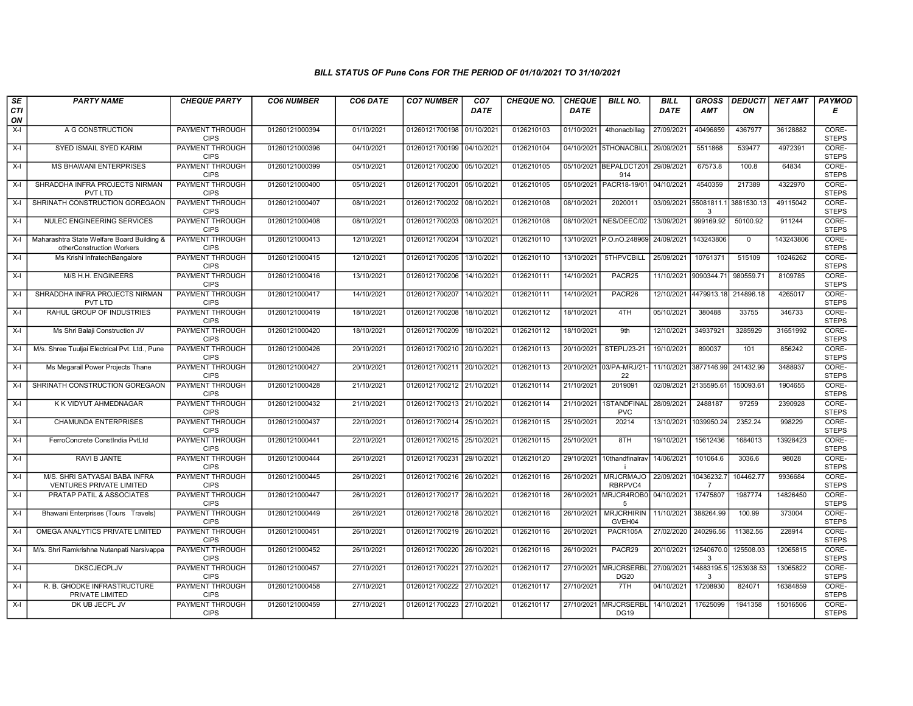*BILL STATUS OF Pune Cons FOR THE PERIOD OF 01/10/2021 TO 31/10/2021*

| SECTION | PARTY NAME | CHEQUE PARTY | CO6 NUMBER | CO6 DATE | CO7 NUMBER | CO7 DATE | CHEQUE NO. | CHEQUE DATE | BILL NO. | BILL DATE | GROSS AMT | DEDUCTION | NET AMT | PAYMODE |
|---|---|---|---|---|---|---|---|---|---|---|---|---|---|---|
| X-I | A G CONSTRUCTION | PAYMENT THROUGH CIPS | 01260121000394 | 01/10/2021 | 01260121700198 | 01/10/2021 | 0126210103 | 01/10/2021 | 4thonacbillag | 27/09/2021 | 40496859 | 4367977 | 36128882 | CORE-STEPS |
| X-I | SYED ISMAIL SYED KARIM | PAYMENT THROUGH CIPS | 01260121000396 | 04/10/2021 | 01260121700199 | 04/10/2021 | 0126210104 | 04/10/2021 | 5THONACBILL | 29/09/2021 | 5511868 | 539477 | 4972391 | CORE-STEPS |
| X-I | MS BHAWANI ENTERPRISES | PAYMENT THROUGH CIPS | 01260121000399 | 05/10/2021 | 01260121700200 | 05/10/2021 | 0126210105 | 05/10/2021 | BEPALDCT201914 | 29/09/2021 | 67573.8 | 100.8 | 64834 | CORE-STEPS |
| X-I | SHRADDHA INFRA PROJECTS NIRMAN PVT LTD | PAYMENT THROUGH CIPS | 01260121000400 | 05/10/2021 | 01260121700201 | 05/10/2021 | 0126210105 | 05/10/2021 | PACR18-19/01 | 04/10/2021 | 4540359 | 217389 | 4322970 | CORE-STEPS |
| X-I | SHRINATH CONSTRUCTION GOREGAON | PAYMENT THROUGH CIPS | 01260121000407 | 08/10/2021 | 01260121700202 | 08/10/2021 | 0126210108 | 08/10/2021 | 2020011 | 03/09/2021 | 55081811.13 | 3881530.13 | 49115042 | CORE-STEPS |
| X-I | NULEC ENGINEERING SERVICES | PAYMENT THROUGH CIPS | 01260121000408 | 08/10/2021 | 01260121700203 | 08/10/2021 | 0126210108 | 08/10/2021 | NES/DEEC/02 | 13/09/2021 | 999169.92 | 50100.92 | 911244 | CORE-STEPS |
| X-I | Maharashtra State Welfare Board Building & otherConstruction Workers | PAYMENT THROUGH CIPS | 01260121000413 | 12/10/2021 | 01260121700204 | 13/10/2021 | 0126210110 | 13/10/2021 | P.O.nO.248969 | 24/09/2021 | 143243806 | 0 | 143243806 | CORE-STEPS |
| X-I | Ms Krishi InfratechBangalore | PAYMENT THROUGH CIPS | 01260121000415 | 12/10/2021 | 01260121700205 | 13/10/2021 | 0126210110 | 13/10/2021 | 5THPVCBILL | 25/09/2021 | 10761371 | 515109 | 10246262 | CORE-STEPS |
| X-I | M/S H.H. ENGINEERS | PAYMENT THROUGH CIPS | 01260121000416 | 13/10/2021 | 01260121700206 | 14/10/2021 | 0126210111 | 14/10/2021 | PACR25 | 11/10/2021 | 9090344.71 | 980559.71 | 8109785 | CORE-STEPS |
| X-I | SHRADDHA INFRA PROJECTS NIRMAN PVT LTD | PAYMENT THROUGH CIPS | 01260121000417 | 14/10/2021 | 01260121700207 | 14/10/2021 | 0126210111 | 14/10/2021 | PACR26 | 12/10/2021 | 4479913.18 | 214896.18 | 4265017 | CORE-STEPS |
| X-I | RAHUL GROUP OF INDUSTRIES | PAYMENT THROUGH CIPS | 01260121000419 | 18/10/2021 | 01260121700208 | 18/10/2021 | 0126210112 | 18/10/2021 | 4TH | 05/10/2021 | 380488 | 33755 | 346733 | CORE-STEPS |
| X-I | Ms Shri Balaji Construction JV | PAYMENT THROUGH CIPS | 01260121000420 | 18/10/2021 | 01260121700209 | 18/10/2021 | 0126210112 | 18/10/2021 | 9th | 12/10/2021 | 34937921 | 3285929 | 31651992 | CORE-STEPS |
| X-I | M/s. Shree Tuuljai Electrical Pvt. Ltd., Pune | PAYMENT THROUGH CIPS | 01260121000426 | 20/10/2021 | 01260121700210 | 20/10/2021 | 0126210113 | 20/10/2021 | STEPL/23-21 | 19/10/2021 | 890037 | 101 | 856242 | CORE-STEPS |
| X-I | Ms Megarail Power Projects Thane | PAYMENT THROUGH CIPS | 01260121000427 | 20/10/2021 | 01260121700211 | 20/10/2021 | 0126210113 | 20/10/2021 | 03/PA-MRJ/21-22 | 11/10/2021 | 3877146.99 | 241432.99 | 3488937 | CORE-STEPS |
| X-I | SHRINATH CONSTRUCTION GOREGAON | PAYMENT THROUGH CIPS | 01260121000428 | 21/10/2021 | 01260121700212 | 21/10/2021 | 0126210114 | 21/10/2021 | 2019091 | 02/09/2021 | 2135595.61 | 150093.61 | 1904655 | CORE-STEPS |
| X-I | K K VIDYUT AHMEDNAGAR | PAYMENT THROUGH CIPS | 01260121000432 | 21/10/2021 | 01260121700213 | 21/10/2021 | 0126210114 | 21/10/2021 | 1STANDFINALPVC | 28/09/2021 | 2488187 | 97259 | 2390928 | CORE-STEPS |
| X-I | CHAMUNDA ENTERPRISES | PAYMENT THROUGH CIPS | 01260121000437 | 22/10/2021 | 01260121700214 | 25/10/2021 | 0126210115 | 25/10/2021 | 20214 | 13/10/2021 | 1039950.24 | 2352.24 | 998229 | CORE-STEPS |
| X-I | FerroConcrete ConstIndia PvtLtd | PAYMENT THROUGH CIPS | 01260121000441 | 22/10/2021 | 01260121700215 | 25/10/2021 | 0126210115 | 25/10/2021 | 8TH | 19/10/2021 | 15612436 | 1684013 | 13928423 | CORE-STEPS |
| X-I | RAVI B JANTE | PAYMENT THROUGH CIPS | 01260121000444 | 26/10/2021 | 01260121700231 | 29/10/2021 | 0126210120 | 29/10/2021 | 10thandfinalravi | 14/06/2021 | 101064.6 | 3036.6 | 98028 | CORE-STEPS |
| X-I | M/S. SHRI SATYASAI BABA INFRA VENTURES PRIVATE LIMITED | PAYMENT THROUGH CIPS | 01260121000445 | 26/10/2021 | 01260121700216 | 26/10/2021 | 0126210116 | 26/10/2021 | MRJCRMAJORBRPVC4 | 22/09/2021 | 10436232.77 | 104462.77 | 9936684 | CORE-STEPS |
| X-I | PRATAP PATIL & ASSOCIATES | PAYMENT THROUGH CIPS | 01260121000447 | 26/10/2021 | 01260121700217 | 26/10/2021 | 0126210116 | 26/10/2021 | MRJCR4ROB05 | 04/10/2021 | 17475807 | 1987774 | 14826450 | CORE-STEPS |
| X-I | Bhawani Enterprises (Tours Travels) | PAYMENT THROUGH CIPS | 01260121000449 | 26/10/2021 | 01260121700218 | 26/10/2021 | 0126210116 | 26/10/2021 | MRJCRHIRINGVEH04 | 11/10/2021 | 388264.99 | 100.99 | 373004 | CORE-STEPS |
| X-I | OMEGA ANALYTICS PRIVATE LIMITED | PAYMENT THROUGH CIPS | 01260121000451 | 26/10/2021 | 01260121700219 | 26/10/2021 | 0126210116 | 26/10/2021 | PACR105A | 27/02/2020 | 240296.56 | 11382.56 | 228914 | CORE-STEPS |
| X-I | M/s. Shri Ramkrishna Nutanpati Narsivappa | PAYMENT THROUGH CIPS | 01260121000452 | 26/10/2021 | 01260121700220 | 26/10/2021 | 0126210116 | 26/10/2021 | PACR29 | 20/10/2021 | 12540670.03 | 125508.03 | 12065815 | CORE-STEPS |
| X-I | DKSCJECPLJV | PAYMENT THROUGH CIPS | 01260121000457 | 27/10/2021 | 01260121700221 | 27/10/2021 | 0126210117 | 27/10/2021 | MRJCRSERBLDG20 | 27/09/2021 | 14883195.53 | 1253938.53 | 13065822 | CORE-STEPS |
| X-I | R. B. GHODKE INFRASTRUCTURE PRIVATE LIMITED | PAYMENT THROUGH CIPS | 01260121000458 | 27/10/2021 | 01260121700222 | 27/10/2021 | 0126210117 | 27/10/2021 | 7TH | 04/10/2021 | 17208930 | 824071 | 16384859 | CORE-STEPS |
| X-I | DK UB JECPL JV | PAYMENT THROUGH CIPS | 01260121000459 | 27/10/2021 | 01260121700223 | 27/10/2021 | 0126210117 | 27/10/2021 | MRJCRSERBLDG19 | 14/10/2021 | 17625099 | 1941358 | 15016506 | CORE-STEPS |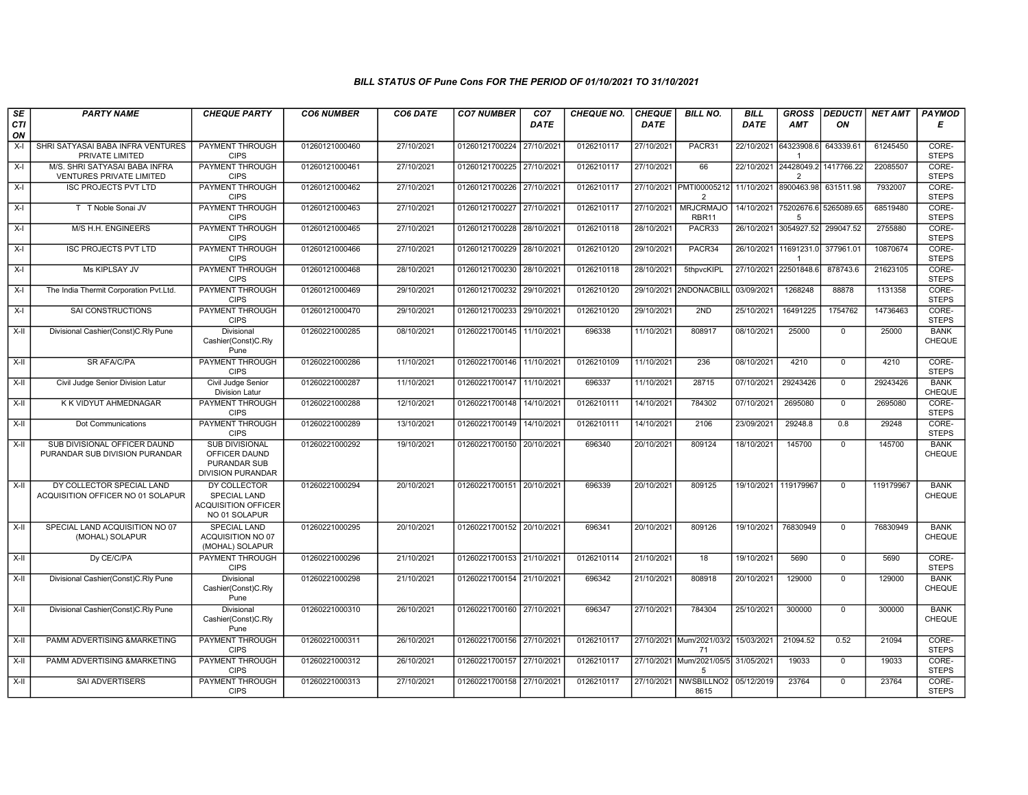### BILL STATUS OF Pune Cons FOR THE PERIOD OF 01/10/2021 TO 31/10/2021

| SECTION | PARTY NAME | CHEQUE PARTY | CO6 NUMBER | CO6 DATE | CO7 NUMBER | CO7 DATE | CHEQUE NO. | CHEQUE DATE | BILL NO. | BILL DATE | GROSS AMT | DEDUCTION | NET AMT | PAYMODE |
|---|---|---|---|---|---|---|---|---|---|---|---|---|---|---|
| X-I | SHRI SATYASAI BABA INFRA VENTURES PRIVATE LIMITED | PAYMENT THROUGH CIPS | 01260121000460 | 27/10/2021 | 01260121700224 | 27/10/2021 | 0126210117 | 27/10/2021 | PACR31 | 22/10/2021 | 64323908.61 | 643339.61 | 61245450 | CORE-STEPS |
| X-I | M/S. SHRI SATYASAI BABA INFRA VENTURES PRIVATE LIMITED | PAYMENT THROUGH CIPS | 01260121000461 | 27/10/2021 | 01260121700225 | 27/10/2021 | 0126210117 | 27/10/2021 | 66 | 22/10/2021 | 24428049.22 | 1417766.22 | 22085507 | CORE-STEPS |
| X-I | ISC PROJECTS PVT LTD | PAYMENT THROUGH CIPS | 01260121000462 | 27/10/2021 | 01260121700226 | 27/10/2021 | 0126210117 | 27/10/2021 | PMTI000052122 | 11/10/2021 | 8900463.98 | 631511.98 | 7932007 | CORE-STEPS |
| X-I | T T Noble Sonai JV | PAYMENT THROUGH CIPS | 01260121000463 | 27/10/2021 | 01260121700227 | 27/10/2021 | 0126210117 | 27/10/2021 | MRJCRMAJO RBR11 | 14/10/2021 | 75202676.65 | 5265089.65 | 68519480 | CORE-STEPS |
| X-I | M/S H.H. ENGINEERS | PAYMENT THROUGH CIPS | 01260121000465 | 27/10/2021 | 01260121700228 | 28/10/2021 | 0126210118 | 28/10/2021 | PACR33 | 26/10/2021 | 3054927.52 | 299047.52 | 2755880 | CORE-STEPS |
| X-I | ISC PROJECTS PVT LTD | PAYMENT THROUGH CIPS | 01260121000466 | 27/10/2021 | 01260121700229 | 28/10/2021 | 0126210120 | 29/10/2021 | PACR34 | 26/10/2021 | 11691231.01 | 377961.01 | 10870674 | CORE-STEPS |
| X-I | Ms KIPLSAY JV | PAYMENT THROUGH CIPS | 01260121000468 | 28/10/2021 | 01260121700230 | 28/10/2021 | 0126210118 | 28/10/2021 | 5thpvcKIPL | 27/10/2021 | 22501848.6 | 878743.6 | 21623105 | CORE-STEPS |
| X-I | The India Thermit Corporation Pvt.Ltd. | PAYMENT THROUGH CIPS | 01260121000469 | 29/10/2021 | 01260121700232 | 29/10/2021 | 0126210120 | 29/10/2021 | 2NDONACBILL | 03/09/2021 | 1268248 | 88878 | 1131358 | CORE-STEPS |
| X-I | SAI CONSTRUCTIONS | PAYMENT THROUGH CIPS | 01260121000470 | 29/10/2021 | 01260121700233 | 29/10/2021 | 0126210120 | 29/10/2021 | 2ND | 25/10/2021 | 16491225 | 1754762 | 14736463 | CORE-STEPS |
| X-II | Divisional Cashier(Const)C.Rly Pune | Divisional Cashier(Const)C.Rly Pune | 01260221000285 | 08/10/2021 | 01260221700145 | 11/10/2021 | 696338 | 11/10/2021 | 808917 | 08/10/2021 | 25000 | 0 | 25000 | BANK CHEQUE |
| X-II | SR AFA/C/PA | PAYMENT THROUGH CIPS | 01260221000286 | 11/10/2021 | 01260221700146 | 11/10/2021 | 0126210109 | 11/10/2021 | 236 | 08/10/2021 | 4210 | 0 | 4210 | CORE-STEPS |
| X-II | Civil Judge Senior Division Latur | Civil Judge Senior Division Latur | 01260221000287 | 11/10/2021 | 01260221700147 | 11/10/2021 | 696337 | 11/10/2021 | 28715 | 07/10/2021 | 29243426 | 0 | 29243426 | BANK CHEQUE |
| X-II | K K VIDYUT AHMEDNAGAR | PAYMENT THROUGH CIPS | 01260221000288 | 12/10/2021 | 01260221700148 | 14/10/2021 | 0126210111 | 14/10/2021 | 784302 | 07/10/2021 | 2695080 | 0 | 2695080 | CORE-STEPS |
| X-II | Dot Communications | PAYMENT THROUGH CIPS | 01260221000289 | 13/10/2021 | 01260221700149 | 14/10/2021 | 0126210111 | 14/10/2021 | 2106 | 23/09/2021 | 29248.8 | 0.8 | 29248 | CORE-STEPS |
| X-II | SUB DIVISIONAL OFFICER DAUND PURANDAR SUB DIVISION PURANDAR | SUB DIVISIONAL OFFICER DAUND PURANDAR SUB DIVISION PURANDAR | 01260221000292 | 19/10/2021 | 01260221700150 | 20/10/2021 | 696340 | 20/10/2021 | 809124 | 18/10/2021 | 145700 | 0 | 145700 | BANK CHEQUE |
| X-II | DY COLLECTOR SPECIAL LAND ACQUISITION OFFICER NO 01 SOLAPUR | DY COLLECTOR SPECIAL LAND ACQUISITION OFFICER NO 01 SOLAPUR | 01260221000294 | 20/10/2021 | 01260221700151 | 20/10/2021 | 696339 | 20/10/2021 | 809125 | 19/10/2021 | 119179967 | 0 | 119179967 | BANK CHEQUE |
| X-II | SPECIAL LAND ACQUISITION NO 07 (MOHAL) SOLAPUR | SPECIAL LAND ACQUISITION NO 07 (MOHAL) SOLAPUR | 01260221000295 | 20/10/2021 | 01260221700152 | 20/10/2021 | 696341 | 20/10/2021 | 809126 | 19/10/2021 | 76830949 | 0 | 76830949 | BANK CHEQUE |
| X-II | Dy CE/C/PA | PAYMENT THROUGH CIPS | 01260221000296 | 21/10/2021 | 01260221700153 | 21/10/2021 | 0126210114 | 21/10/2021 | 18 | 19/10/2021 | 5690 | 0 | 5690 | CORE-STEPS |
| X-II | Divisional Cashier(Const)C.Rly Pune | Divisional Cashier(Const)C.Rly Pune | 01260221000298 | 21/10/2021 | 01260221700154 | 21/10/2021 | 696342 | 21/10/2021 | 808918 | 20/10/2021 | 129000 | 0 | 129000 | BANK CHEQUE |
| X-II | Divisional Cashier(Const)C.Rly Pune | Divisional Cashier(Const)C.Rly Pune | 01260221000310 | 26/10/2021 | 01260221700160 | 27/10/2021 | 696347 | 27/10/2021 | 784304 | 25/10/2021 | 300000 | 0 | 300000 | BANK CHEQUE |
| X-II | PAMM ADVERTISING &MARKETING | PAYMENT THROUGH CIPS | 01260221000311 | 26/10/2021 | 01260221700156 | 27/10/2021 | 0126210117 | 27/10/2021 | Mum/2021/03/271 | 15/03/2021 | 21094.52 | 0.52 | 21094 | CORE-STEPS |
| X-II | PAMM ADVERTISING &MARKETING | PAYMENT THROUGH CIPS | 01260221000312 | 26/10/2021 | 01260221700157 | 27/10/2021 | 0126210117 | 27/10/2021 | Mum/2021/05/55 | 31/05/2021 | 19033 | 0 | 19033 | CORE-STEPS |
| X-II | SAI ADVERTISERS | PAYMENT THROUGH CIPS | 01260221000313 | 27/10/2021 | 01260221700158 | 27/10/2021 | 0126210117 | 27/10/2021 | NWSBILLNO28615 | 05/12/2019 | 23764 | 0 | 23764 | CORE-STEPS |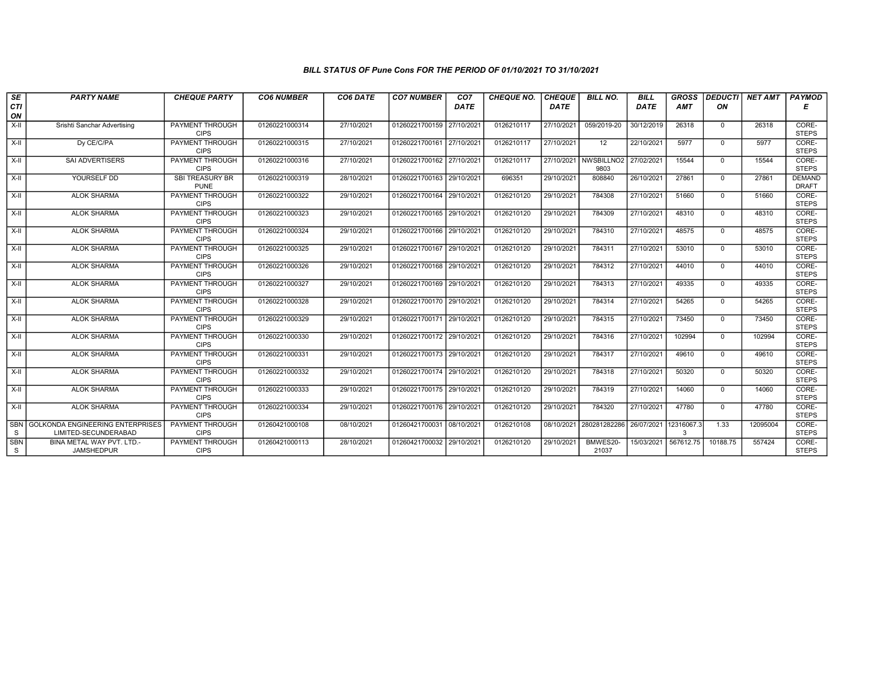### BILL STATUS OF Pune Cons FOR THE PERIOD OF 01/10/2021 TO 31/10/2021

| SECTION | PARTY NAME | CHEQUE PARTY | CO6 NUMBER | CO6 DATE | CO7 NUMBER | CO7 DATE | CHEQUE NO. | CHEQUE DATE | BILL NO. | BILL DATE | GROSS AMT | DEDUCTION | NET AMT | PAYMODE |
|---|---|---|---|---|---|---|---|---|---|---|---|---|---|---|
| X-II | Srishti Sanchar Advertising | PAYMENT THROUGH CIPS | 01260221000314 | 27/10/2021 | 01260221700159 | 27/10/2021 | 0126210117 | 27/10/2021 | 059/2019-20 | 30/12/2019 | 26318 | 0 | 26318 | CORE-STEPS |
| X-II | Dy CE/C/PA | PAYMENT THROUGH CIPS | 01260221000315 | 27/10/2021 | 01260221700161 | 27/10/2021 | 0126210117 | 27/10/2021 | 12 | 22/10/2021 | 5977 | 0 | 5977 | CORE-STEPS |
| X-II | SAI ADVERTISERS | PAYMENT THROUGH CIPS | 01260221000316 | 27/10/2021 | 01260221700162 | 27/10/2021 | 0126210117 | 27/10/2021 | NWSBILLNO29803 | 27/02/2021 | 15544 | 0 | 15544 | CORE-STEPS |
| X-II | YOURSELF DD | SBI TREASURY BR PUNE | 01260221000319 | 28/10/2021 | 01260221700163 | 29/10/2021 | 696351 | 29/10/2021 | 808840 | 26/10/2021 | 27861 | 0 | 27861 | DEMAND DRAFT |
| X-II | ALOK SHARMA | PAYMENT THROUGH CIPS | 01260221000322 | 29/10/2021 | 01260221700164 | 29/10/2021 | 0126210120 | 29/10/2021 | 784308 | 27/10/2021 | 51660 | 0 | 51660 | CORE-STEPS |
| X-II | ALOK SHARMA | PAYMENT THROUGH CIPS | 01260221000323 | 29/10/2021 | 01260221700165 | 29/10/2021 | 0126210120 | 29/10/2021 | 784309 | 27/10/2021 | 48310 | 0 | 48310 | CORE-STEPS |
| X-II | ALOK SHARMA | PAYMENT THROUGH CIPS | 01260221000324 | 29/10/2021 | 01260221700166 | 29/10/2021 | 0126210120 | 29/10/2021 | 784310 | 27/10/2021 | 48575 | 0 | 48575 | CORE-STEPS |
| X-II | ALOK SHARMA | PAYMENT THROUGH CIPS | 01260221000325 | 29/10/2021 | 01260221700167 | 29/10/2021 | 0126210120 | 29/10/2021 | 784311 | 27/10/2021 | 53010 | 0 | 53010 | CORE-STEPS |
| X-II | ALOK SHARMA | PAYMENT THROUGH CIPS | 01260221000326 | 29/10/2021 | 01260221700168 | 29/10/2021 | 0126210120 | 29/10/2021 | 784312 | 27/10/2021 | 44010 | 0 | 44010 | CORE-STEPS |
| X-II | ALOK SHARMA | PAYMENT THROUGH CIPS | 01260221000327 | 29/10/2021 | 01260221700169 | 29/10/2021 | 0126210120 | 29/10/2021 | 784313 | 27/10/2021 | 49335 | 0 | 49335 | CORE-STEPS |
| X-II | ALOK SHARMA | PAYMENT THROUGH CIPS | 01260221000328 | 29/10/2021 | 01260221700170 | 29/10/2021 | 0126210120 | 29/10/2021 | 784314 | 27/10/2021 | 54265 | 0 | 54265 | CORE-STEPS |
| X-II | ALOK SHARMA | PAYMENT THROUGH CIPS | 01260221000329 | 29/10/2021 | 01260221700171 | 29/10/2021 | 0126210120 | 29/10/2021 | 784315 | 27/10/2021 | 73450 | 0 | 73450 | CORE-STEPS |
| X-II | ALOK SHARMA | PAYMENT THROUGH CIPS | 01260221000330 | 29/10/2021 | 01260221700172 | 29/10/2021 | 0126210120 | 29/10/2021 | 784316 | 27/10/2021 | 102994 | 0 | 102994 | CORE-STEPS |
| X-II | ALOK SHARMA | PAYMENT THROUGH CIPS | 01260221000331 | 29/10/2021 | 01260221700173 | 29/10/2021 | 0126210120 | 29/10/2021 | 784317 | 27/10/2021 | 49610 | 0 | 49610 | CORE-STEPS |
| X-II | ALOK SHARMA | PAYMENT THROUGH CIPS | 01260221000332 | 29/10/2021 | 01260221700174 | 29/10/2021 | 0126210120 | 29/10/2021 | 784318 | 27/10/2021 | 50320 | 0 | 50320 | CORE-STEPS |
| X-II | ALOK SHARMA | PAYMENT THROUGH CIPS | 01260221000333 | 29/10/2021 | 01260221700175 | 29/10/2021 | 0126210120 | 29/10/2021 | 784319 | 27/10/2021 | 14060 | 0 | 14060 | CORE-STEPS |
| X-II | ALOK SHARMA | PAYMENT THROUGH CIPS | 01260221000334 | 29/10/2021 | 01260221700176 | 29/10/2021 | 0126210120 | 29/10/2021 | 784320 | 27/10/2021 | 47780 | 0 | 47780 | CORE-STEPS |
| SBNS | GOLKONDA ENGINEERING ENTERPRISES LIMITED-SECUNDERABAD | PAYMENT THROUGH CIPS | 01260421000108 | 08/10/2021 | 01260421700031 | 08/10/2021 | 0126210108 | 08/10/2021 | 280281282286 | 26/07/2021 | 12316067.33 | 1.33 | 12095004 | CORE-STEPS |
| SBNS | BINA METAL WAY PVT. LTD.-JAMSHEDPUR | PAYMENT THROUGH CIPS | 01260421000113 | 28/10/2021 | 01260421700032 | 29/10/2021 | 0126210120 | 29/10/2021 | BMWES20-21037 | 15/03/2021 | 567612.75 | 10188.75 | 557424 | CORE-STEPS |